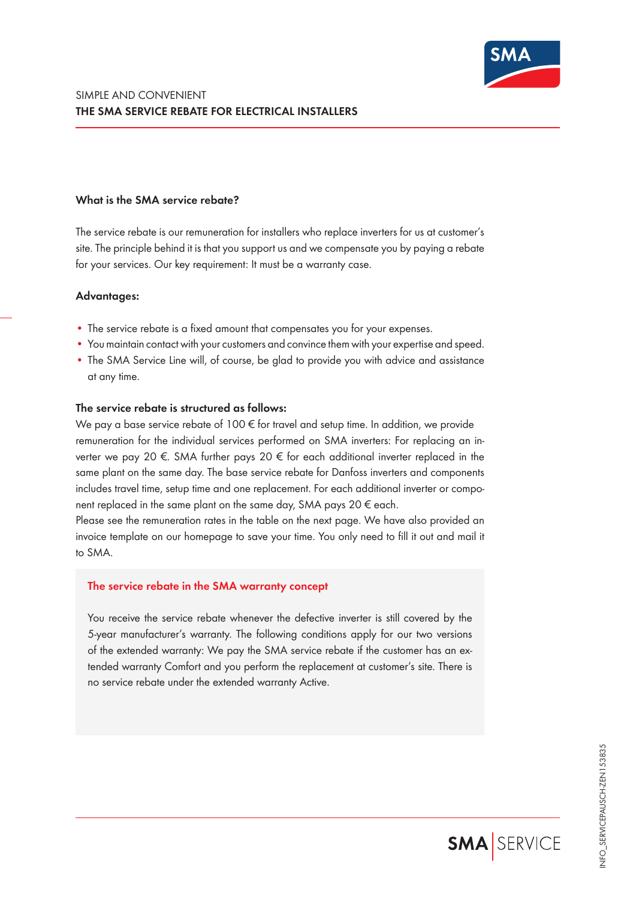SIMPLE AND CONVENIENT

# THE SMA SERVICE REBATE FOR ELECTRICAL INSTALLERS

### What is the SMA service rebate?

The service rebate is our remuneration for installers who replace inverters for us at customer's site. The principle behind it is that you support us and we compensate you by paying a rebate for your services. Our key requirement: It must be a warranty case.

### Advantages:

- The service rebate is a fixed amount that compensates you for your expenses.
- You maintain contact with your customers and convince them with your expertise and speed.
- The SMA Service Line will, of course, be glad to provide you with advice and assistance at any time.

### The service rebate is structured as follows:

We pay a base service rebate of 100 € for travel and setup time. In addition, we provide remuneration for the individual services performed on SMA inverters: For replacing an inverter we pay 20 €. SMA further pays 20 € for each additional inverter replaced in the same plant on the same day. The base service rebate for Danfoss inverters and components includes travel time, setup time and one replacement. For each additional inverter or component replaced in the same plant on the same day, SMA pays 20 € each.

Please see the remuneration rates in the table on the next page. We have also provided an invoice template on our homepage to save your time. You only need to fill it out and mail it to SMA.

### The service rebate in the SMA warranty concept

You receive the service rebate whenever the defective inverter is still covered by the 5-year manufacturer's warranty. The following conditions apply for our two versions of the extended warranty: We pay the SMA service rebate if the customer has an extended warranty Comfort and you perform the replacement at customer's site. There is no service rebate under the extended warranty Active.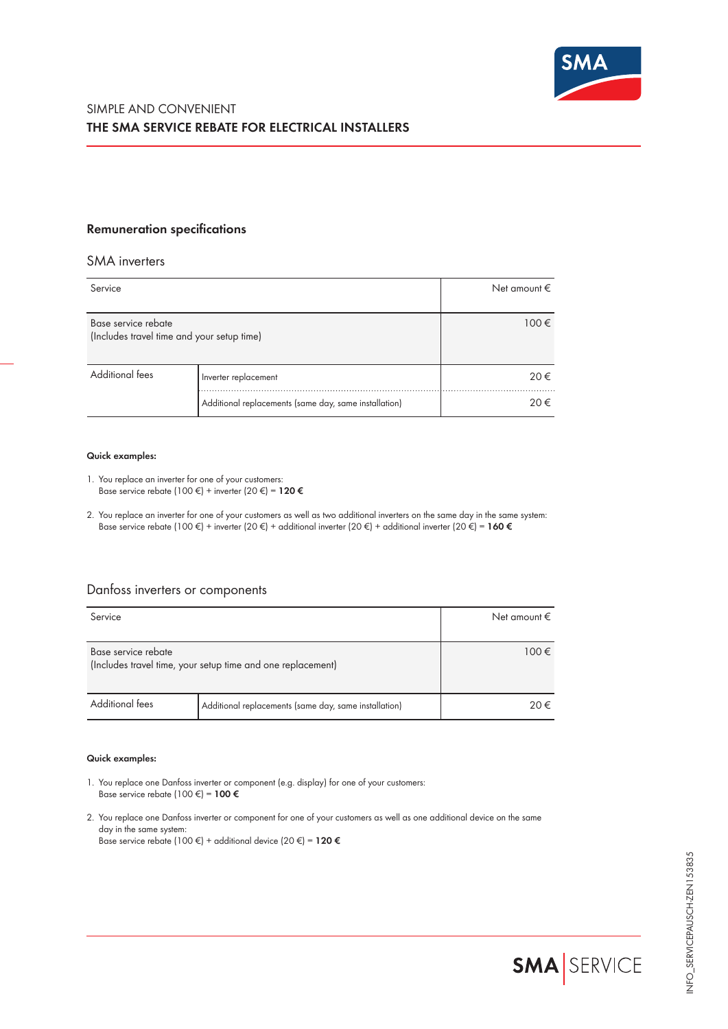SIMPLE AND CONVENIENT

# THE SMA SERVICE REBATE FOR ELECTRICAL INSTALLERS

## Remuneration specifications

### SMA inverters

| Service | | Net amount € |
|---|---|---|
| Base service rebate (Includes travel time and your setup time) | | 100 € |
| Additional fees | Inverter replacement | 20 € |
| | Additional replacements (same day, same installation) | 20 € |

**Quick examples:**

1. You replace an inverter for one of your customers:
   Base service rebate (100 €) + inverter (20 €) = **120 €**

2. You replace an inverter for one of your customers as well as two additional inverters on the same day in the same system:
   Base service rebate (100 €) + inverter (20 €) + additional inverter (20 €) + additional inverter (20 €) = **160 €**

### Danfoss inverters or components

| Service | | Net amount € |
|---|---|---|
| Base service rebate (Includes travel time, your setup time and one replacement) | | 100 € |
| Additional fees | Additional replacements (same day, same installation) | 20 € |

**Quick examples:**

1. You replace one Danfoss inverter or component (e.g. display) for one of your customers:
   Base service rebate (100 €) = **100 €**

2. You replace one Danfoss inverter or component for one of your customers as well as one additional device on the same day in the same system:
   Base service rebate (100 €) + additional device (20 €) = **120 €**

INFO_SERVICEPAUSCH-ZEN153835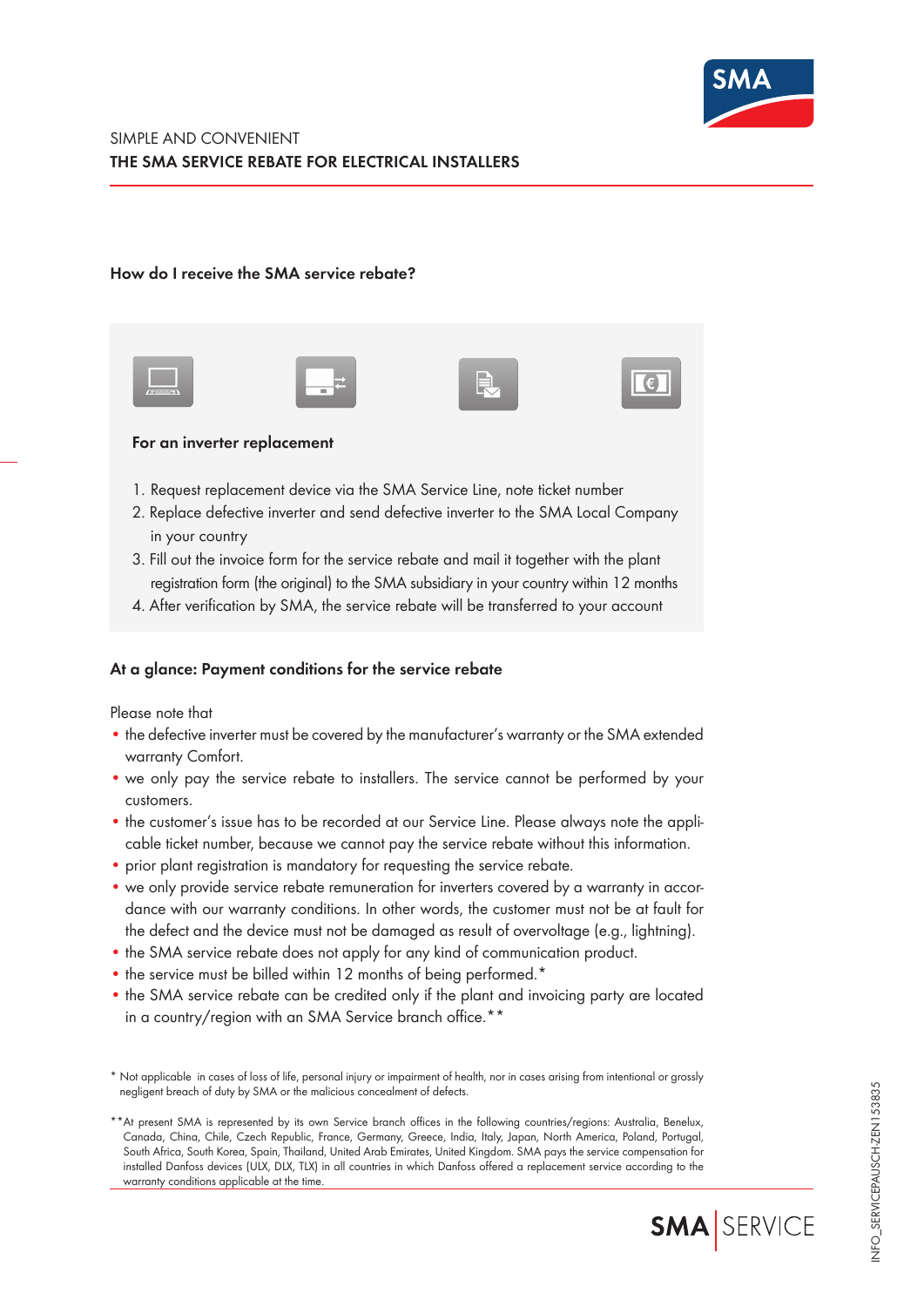SIMPLE AND CONVENIENT

# THE SMA SERVICE REBATE FOR ELECTRICAL INSTALLERS

## How do I receive the SMA service rebate?

### For an inverter replacement

1. Request replacement device via the SMA Service Line, note ticket number
2. Replace defective inverter and send defective inverter to the SMA Local Company in your country
3. Fill out the invoice form for the service rebate and mail it together with the plant registration form (the original) to the SMA subsidiary in your country within 12 months
4. After verification by SMA, the service rebate will be transferred to your account

## At a glance: Payment conditions for the service rebate

Please note that

- the defective inverter must be covered by the manufacturer's warranty or the SMA extended warranty Comfort.
- we only pay the service rebate to installers. The service cannot be performed by your customers.
- the customer's issue has to be recorded at our Service Line. Please always note the applicable ticket number, because we cannot pay the service rebate without this information.
- prior plant registration is mandatory for requesting the service rebate.
- we only provide service rebate remuneration for inverters covered by a warranty in accordance with our warranty conditions. In other words, the customer must not be at fault for the defect and the device must not be damaged as result of overvoltage (e.g., lightning).
- the SMA service rebate does not apply for any kind of communication product.
- the service must be billed within 12 months of being performed.*
- the SMA service rebate can be credited only if the plant and invoicing party are located in a country/region with an SMA Service branch office.**

\* Not applicable in cases of loss of life, personal injury or impairment of health, nor in cases arising from intentional or grossly negligent breach of duty by SMA or the malicious concealment of defects.

** At present SMA is represented by its own Service branch offices in the following countries/regions: Australia, Benelux, Canada, China, Chile, Czech Republic, France, Germany, Greece, India, Italy, Japan, North America, Poland, Portugal, South Africa, South Korea, Spain, Thailand, United Arab Emirates, United Kingdom. SMA pays the service compensation for installed Danfoss devices (ULX, DLX, TLX) in all countries in which Danfoss offered a replacement service according to the warranty conditions applicable at the time.

SMA | SERVICE

INFO_SERVICEPAUSCH-ZEN153835